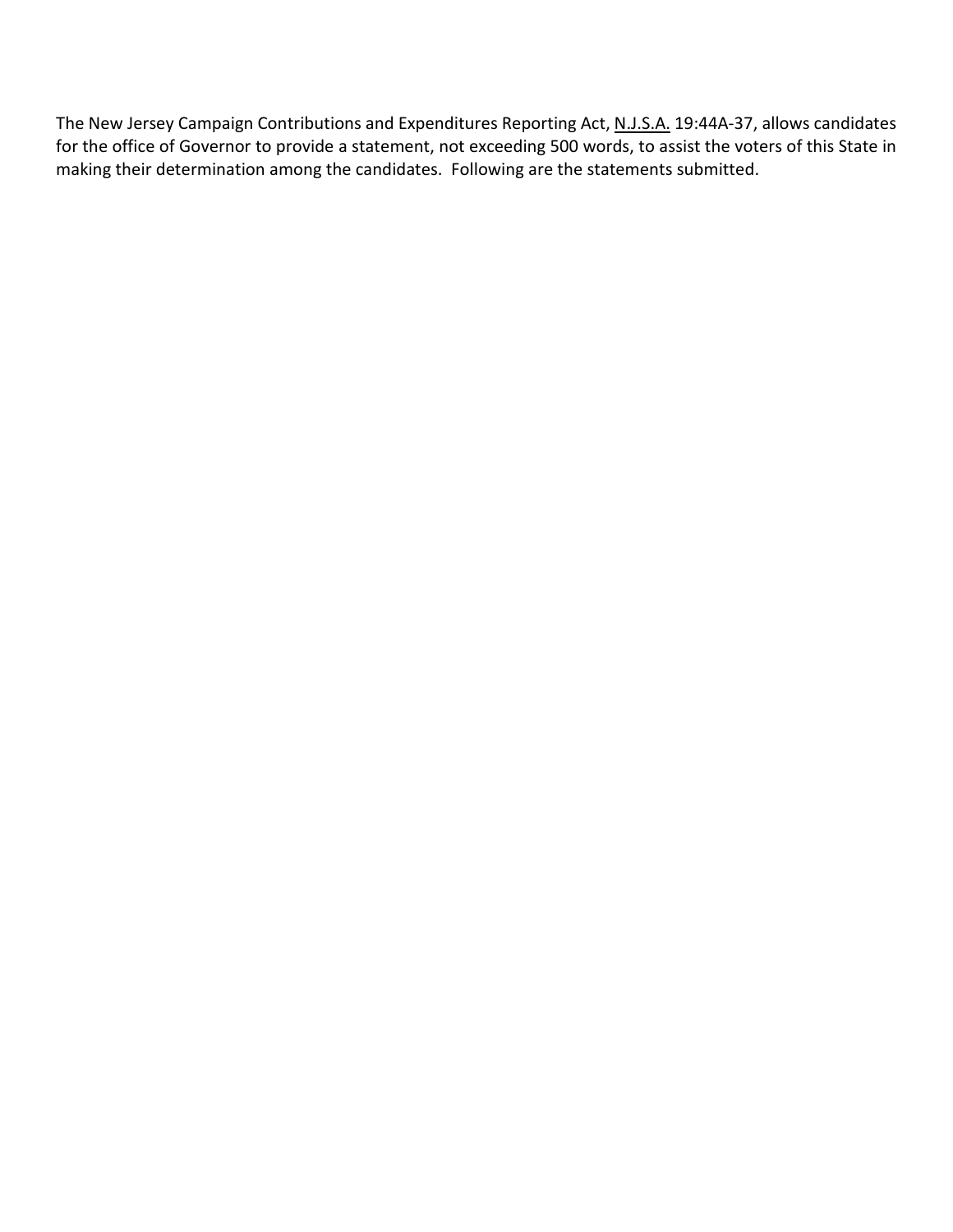The New Jersey Campaign Contributions and Expenditures Reporting Act, N.J.S.A. 19:44A-37, allows candidates for the office of Governor to provide a statement, not exceeding 500 words, to assist the voters of this State in making their determination among the candidates. Following are the statements submitted.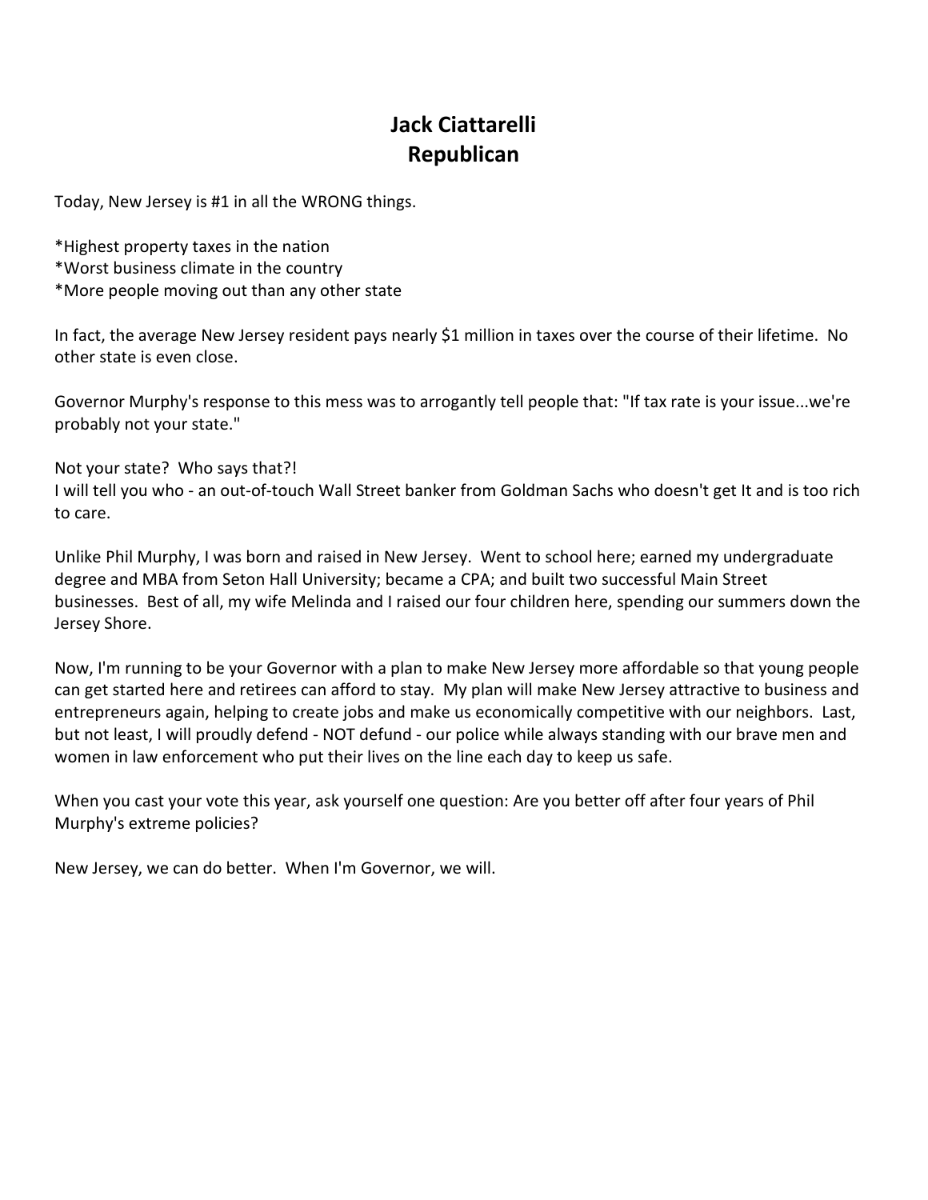# Jack Ciattarelli
## Republican

Today, New Jersey is #1 in all the WRONG things.

*Highest property taxes in the nation
*Worst business climate in the country
*More people moving out than any other state

In fact, the average New Jersey resident pays nearly $1 million in taxes over the course of their lifetime. No other state is even close.

Governor Murphy's response to this mess was to arrogantly tell people that: "If tax rate is your issue...we're probably not your state."

Not your state? Who says that?!
I will tell you who - an out-of-touch Wall Street banker from Goldman Sachs who doesn't get It and is too rich to care.

Unlike Phil Murphy, I was born and raised in New Jersey. Went to school here; earned my undergraduate degree and MBA from Seton Hall University; became a CPA; and built two successful Main Street businesses. Best of all, my wife Melinda and I raised our four children here, spending our summers down the Jersey Shore.

Now, I'm running to be your Governor with a plan to make New Jersey more affordable so that young people can get started here and retirees can afford to stay. My plan will make New Jersey attractive to business and entrepreneurs again, helping to create jobs and make us economically competitive with our neighbors. Last, but not least, I will proudly defend - NOT defund - our police while always standing with our brave men and women in law enforcement who put their lives on the line each day to keep us safe.

When you cast your vote this year, ask yourself one question: Are you better off after four years of Phil Murphy's extreme policies?

New Jersey, we can do better. When I'm Governor, we will.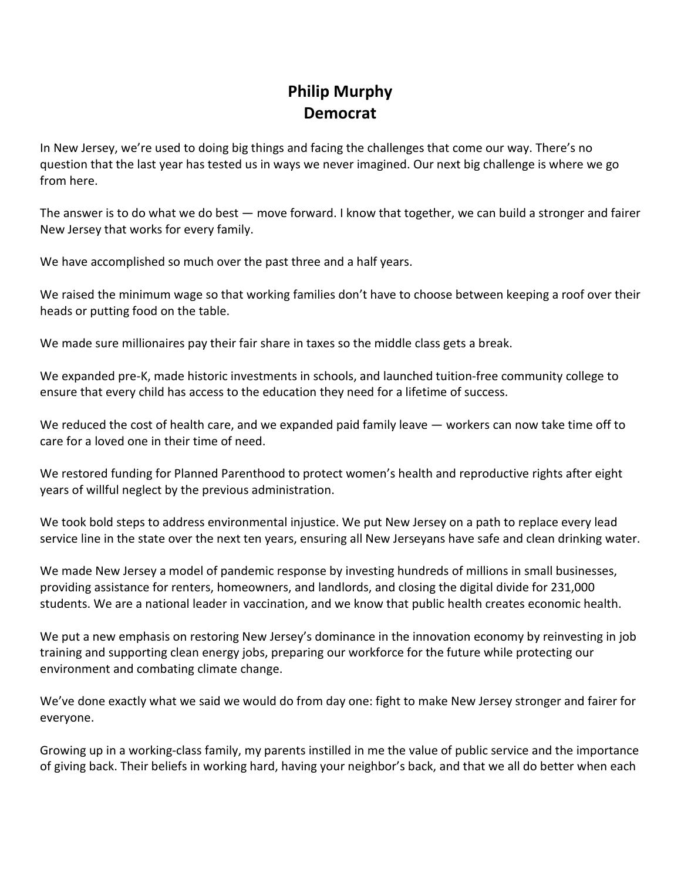# Philip Murphy
# Democrat

In New Jersey, we're used to doing big things and facing the challenges that come our way. There's no question that the last year has tested us in ways we never imagined. Our next big challenge is where we go from here.

The answer is to do what we do best — move forward. I know that together, we can build a stronger and fairer New Jersey that works for every family.

We have accomplished so much over the past three and a half years.

We raised the minimum wage so that working families don't have to choose between keeping a roof over their heads or putting food on the table.

We made sure millionaires pay their fair share in taxes so the middle class gets a break.

We expanded pre-K, made historic investments in schools, and launched tuition-free community college to ensure that every child has access to the education they need for a lifetime of success.

We reduced the cost of health care, and we expanded paid family leave — workers can now take time off to care for a loved one in their time of need.

We restored funding for Planned Parenthood to protect women's health and reproductive rights after eight years of willful neglect by the previous administration.

We took bold steps to address environmental injustice. We put New Jersey on a path to replace every lead service line in the state over the next ten years, ensuring all New Jerseyans have safe and clean drinking water.

We made New Jersey a model of pandemic response by investing hundreds of millions in small businesses, providing assistance for renters, homeowners, and landlords, and closing the digital divide for 231,000 students. We are a national leader in vaccination, and we know that public health creates economic health.

We put a new emphasis on restoring New Jersey's dominance in the innovation economy by reinvesting in job training and supporting clean energy jobs, preparing our workforce for the future while protecting our environment and combating climate change.

We've done exactly what we said we would do from day one: fight to make New Jersey stronger and fairer for everyone.

Growing up in a working-class family, my parents instilled in me the value of public service and the importance of giving back. Their beliefs in working hard, having your neighbor's back, and that we all do better when each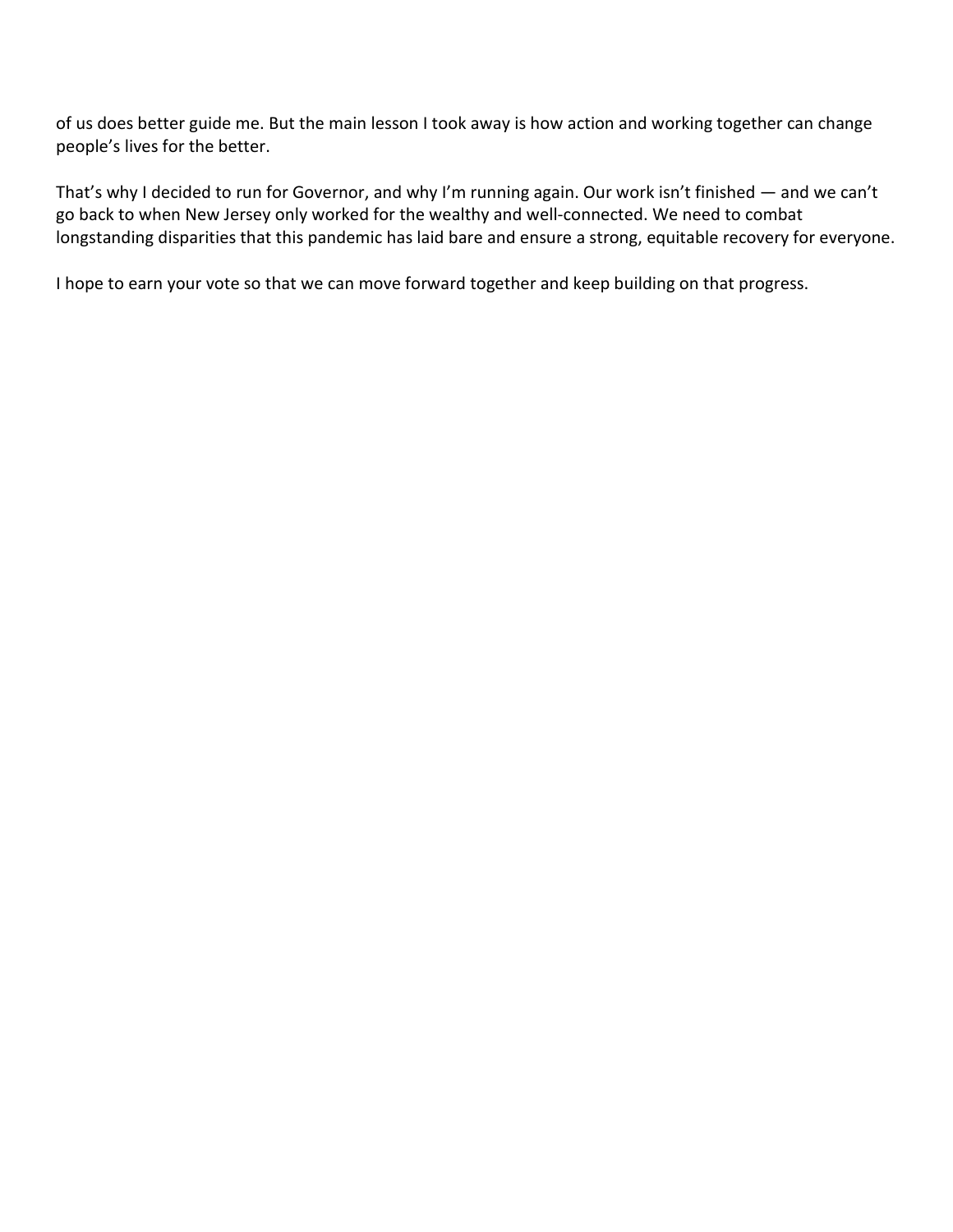of us does better guide me. But the main lesson I took away is how action and working together can change people's lives for the better.

That's why I decided to run for Governor, and why I'm running again. Our work isn't finished — and we can't go back to when New Jersey only worked for the wealthy and well-connected. We need to combat longstanding disparities that this pandemic has laid bare and ensure a strong, equitable recovery for everyone.

I hope to earn your vote so that we can move forward together and keep building on that progress.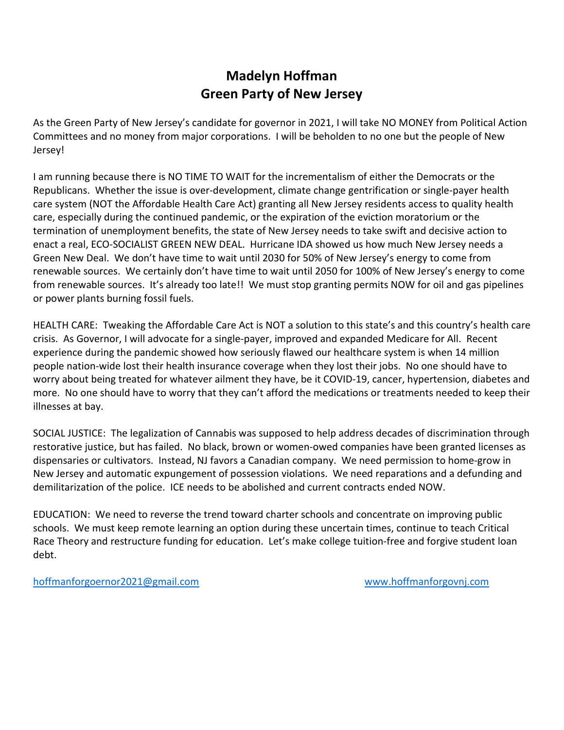# Madelyn Hoffman
# Green Party of New Jersey

As the Green Party of New Jersey's candidate for governor in 2021, I will take NO MONEY from Political Action Committees and no money from major corporations. I will be beholden to no one but the people of New Jersey!

I am running because there is NO TIME TO WAIT for the incrementalism of either the Democrats or the Republicans. Whether the issue is over-development, climate change gentrification or single-payer health care system (NOT the Affordable Health Care Act) granting all New Jersey residents access to quality health care, especially during the continued pandemic, or the expiration of the eviction moratorium or the termination of unemployment benefits, the state of New Jersey needs to take swift and decisive action to enact a real, ECO-SOCIALIST GREEN NEW DEAL. Hurricane IDA showed us how much New Jersey needs a Green New Deal. We don't have time to wait until 2030 for 50% of New Jersey's energy to come from renewable sources. We certainly don't have time to wait until 2050 for 100% of New Jersey's energy to come from renewable sources. It's already too late!! We must stop granting permits NOW for oil and gas pipelines or power plants burning fossil fuels.

HEALTH CARE: Tweaking the Affordable Care Act is NOT a solution to this state's and this country's health care crisis. As Governor, I will advocate for a single-payer, improved and expanded Medicare for All. Recent experience during the pandemic showed how seriously flawed our healthcare system is when 14 million people nation-wide lost their health insurance coverage when they lost their jobs. No one should have to worry about being treated for whatever ailment they have, be it COVID-19, cancer, hypertension, diabetes and more. No one should have to worry that they can't afford the medications or treatments needed to keep their illnesses at bay.

SOCIAL JUSTICE: The legalization of Cannabis was supposed to help address decades of discrimination through restorative justice, but has failed. No black, brown or women-owed companies have been granted licenses as dispensaries or cultivators. Instead, NJ favors a Canadian company. We need permission to home-grow in New Jersey and automatic expungement of possession violations. We need reparations and a defunding and demilitarization of the police. ICE needs to be abolished and current contracts ended NOW.

EDUCATION: We need to reverse the trend toward charter schools and concentrate on improving public schools. We must keep remote learning an option during these uncertain times, continue to teach Critical Race Theory and restructure funding for education. Let's make college tuition-free and forgive student loan debt.

hoffmanforgoernor2021@gmail.com www.hoffmanforgovnj.com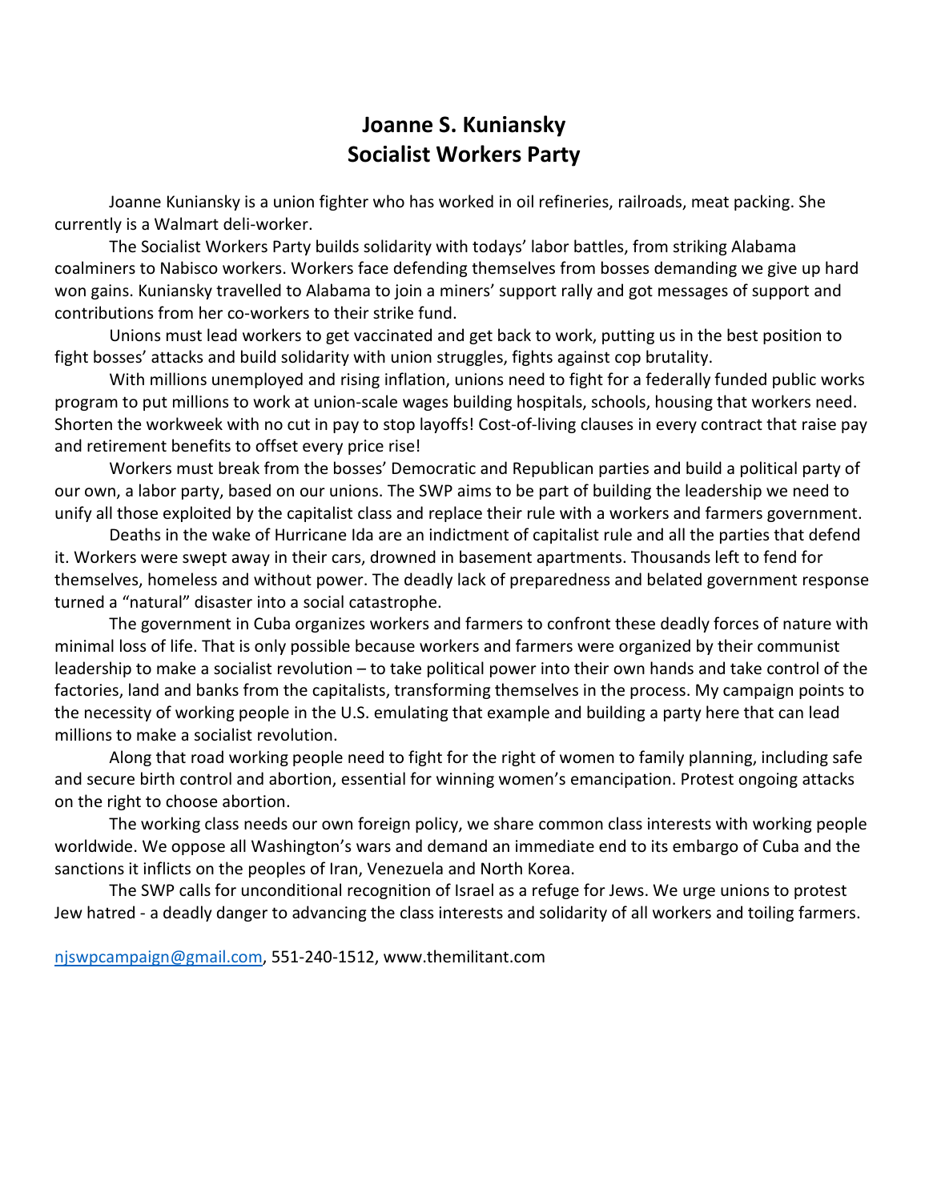# Joanne S. Kuniansky
# Socialist Workers Party

Joanne Kuniansky is a union fighter who has worked in oil refineries, railroads, meat packing. She currently is a Walmart deli-worker.

The Socialist Workers Party builds solidarity with todays' labor battles, from striking Alabama coalminers to Nabisco workers. Workers face defending themselves from bosses demanding we give up hard won gains. Kuniansky travelled to Alabama to join a miners' support rally and got messages of support and contributions from her co-workers to their strike fund.

Unions must lead workers to get vaccinated and get back to work, putting us in the best position to fight bosses' attacks and build solidarity with union struggles, fights against cop brutality.

With millions unemployed and rising inflation, unions need to fight for a federally funded public works program to put millions to work at union-scale wages building hospitals, schools, housing that workers need. Shorten the workweek with no cut in pay to stop layoffs! Cost-of-living clauses in every contract that raise pay and retirement benefits to offset every price rise!

Workers must break from the bosses' Democratic and Republican parties and build a political party of our own, a labor party, based on our unions. The SWP aims to be part of building the leadership we need to unify all those exploited by the capitalist class and replace their rule with a workers and farmers government.

Deaths in the wake of Hurricane Ida are an indictment of capitalist rule and all the parties that defend it. Workers were swept away in their cars, drowned in basement apartments. Thousands left to fend for themselves, homeless and without power. The deadly lack of preparedness and belated government response turned a "natural" disaster into a social catastrophe.

The government in Cuba organizes workers and farmers to confront these deadly forces of nature with minimal loss of life. That is only possible because workers and farmers were organized by their communist leadership to make a socialist revolution – to take political power into their own hands and take control of the factories, land and banks from the capitalists, transforming themselves in the process. My campaign points to the necessity of working people in the U.S. emulating that example and building a party here that can lead millions to make a socialist revolution.

Along that road working people need to fight for the right of women to family planning, including safe and secure birth control and abortion, essential for winning women's emancipation. Protest ongoing attacks on the right to choose abortion.

The working class needs our own foreign policy, we share common class interests with working people worldwide. We oppose all Washington's wars and demand an immediate end to its embargo of Cuba and the sanctions it inflicts on the peoples of Iran, Venezuela and North Korea.

The SWP calls for unconditional recognition of Israel as a refuge for Jews. We urge unions to protest Jew hatred - a deadly danger to advancing the class interests and solidarity of all workers and toiling farmers.

njswpcampaign@gmail.com, 551-240-1512, www.themilitant.com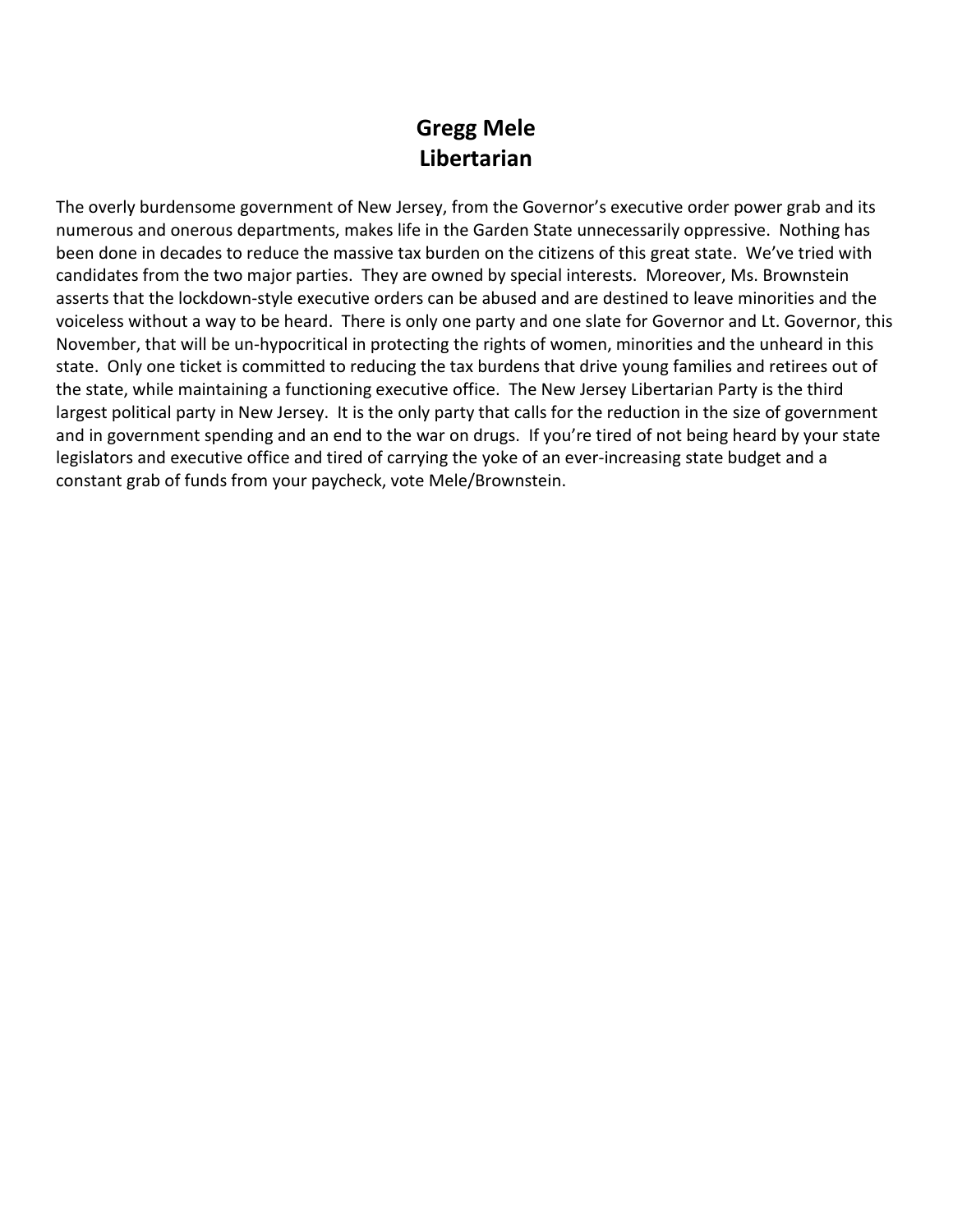## Gregg Mele
## Libertarian

The overly burdensome government of New Jersey, from the Governor's executive order power grab and its numerous and onerous departments, makes life in the Garden State unnecessarily oppressive. Nothing has been done in decades to reduce the massive tax burden on the citizens of this great state. We've tried with candidates from the two major parties. They are owned by special interests. Moreover, Ms. Brownstein asserts that the lockdown-style executive orders can be abused and are destined to leave minorities and the voiceless without a way to be heard. There is only one party and one slate for Governor and Lt. Governor, this November, that will be un-hypocritical in protecting the rights of women, minorities and the unheard in this state. Only one ticket is committed to reducing the tax burdens that drive young families and retirees out of the state, while maintaining a functioning executive office. The New Jersey Libertarian Party is the third largest political party in New Jersey. It is the only party that calls for the reduction in the size of government and in government spending and an end to the war on drugs. If you're tired of not being heard by your state legislators and executive office and tired of carrying the yoke of an ever-increasing state budget and a constant grab of funds from your paycheck, vote Mele/Brownstein.